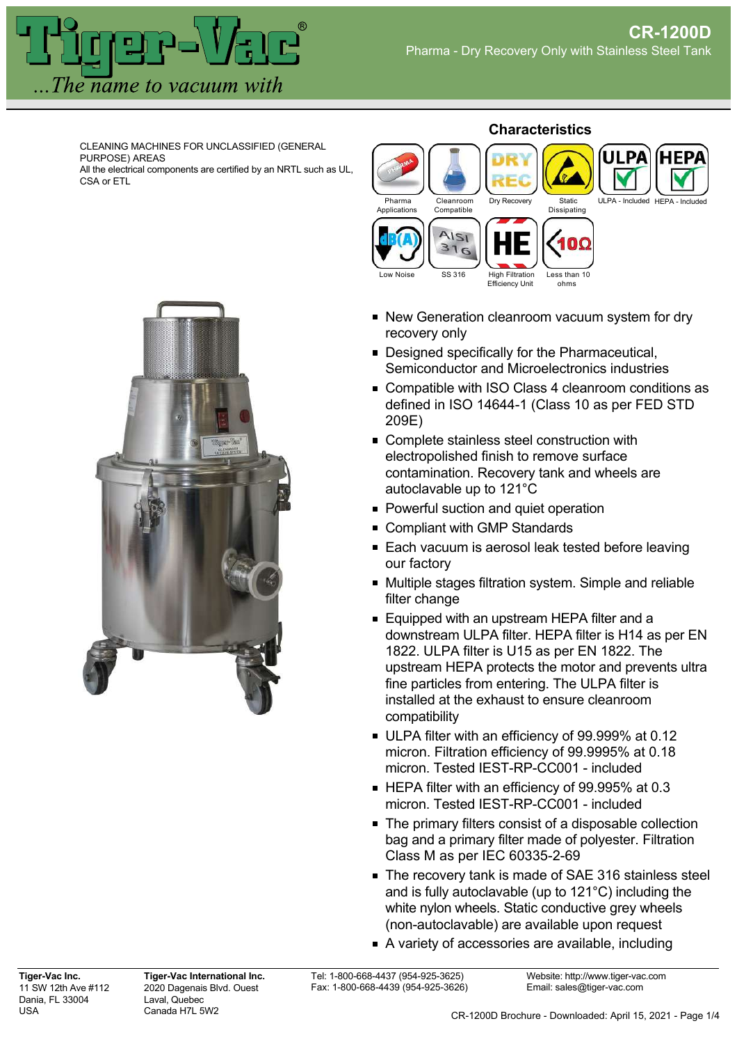# CR-1200D

Pharma - Dry Recovery Only with Stainless Steel Tank

CLEANING MACHINES FOR UNCLASSIFIED (GENERAL PURPOSE) AREAS
All the electrical components are certified by an NRTL such as UL, CSA or ETL

## Characteristics

Pharma Applications | Cleanroom Compatible | Dry Recovery | Static Dissipating | ULPA - Included | HEPA - Included | Low Noise | SS 316 | High Filtration Efficiency Unit | Less than 10 ohms

- New Generation cleanroom vacuum system for dry recovery only
- Designed specifically for the Pharmaceutical, Semiconductor and Microelectronics industries
- Compatible with ISO Class 4 cleanroom conditions as defined in ISO 14644-1 (Class 10 as per FED STD 209E)
- Complete stainless steel construction with electropolished finish to remove surface contamination. Recovery tank and wheels are autoclavable up to 121°C
- Powerful suction and quiet operation
- Compliant with GMP Standards
- Each vacuum is aerosol leak tested before leaving our factory
- Multiple stages filtration system. Simple and reliable filter change
- Equipped with an upstream HEPA filter and a downstream ULPA filter. HEPA filter is H14 as per EN 1822. ULPA filter is U15 as per EN 1822. The upstream HEPA protects the motor and prevents ultra fine particles from entering. The ULPA filter is installed at the exhaust to ensure cleanroom compatibility
- ULPA filter with an efficiency of 99.999% at 0.12 micron. Filtration efficiency of 99.9995% at 0.18 micron. Tested IEST-RP-CC001 - included
- HEPA filter with an efficiency of 99.995% at 0.3 micron. Tested IEST-RP-CC001 - included
- The primary filters consist of a disposable collection bag and a primary filter made of polyester. Filtration Class M as per IEC 60335-2-69
- The recovery tank is made of SAE 316 stainless steel and is fully autoclavable (up to 121°C) including the white nylon wheels. Static conductive grey wheels (non-autoclavable) are available upon request
- A variety of accessories are available, including

**Tiger-Vac Inc.**
11 SW 12th Ave #112
Dania, FL 33004
USA

**Tiger-Vac International Inc.**
2020 Dagenais Blvd. Ouest
Laval, Quebec
Canada H7L 5W2

Tel: 1-800-668-4437 (954-925-3625)
Fax: 1-800-668-4439 (954-925-3626)

Website: http://www.tiger-vac.com
Email: sales@tiger-vac.com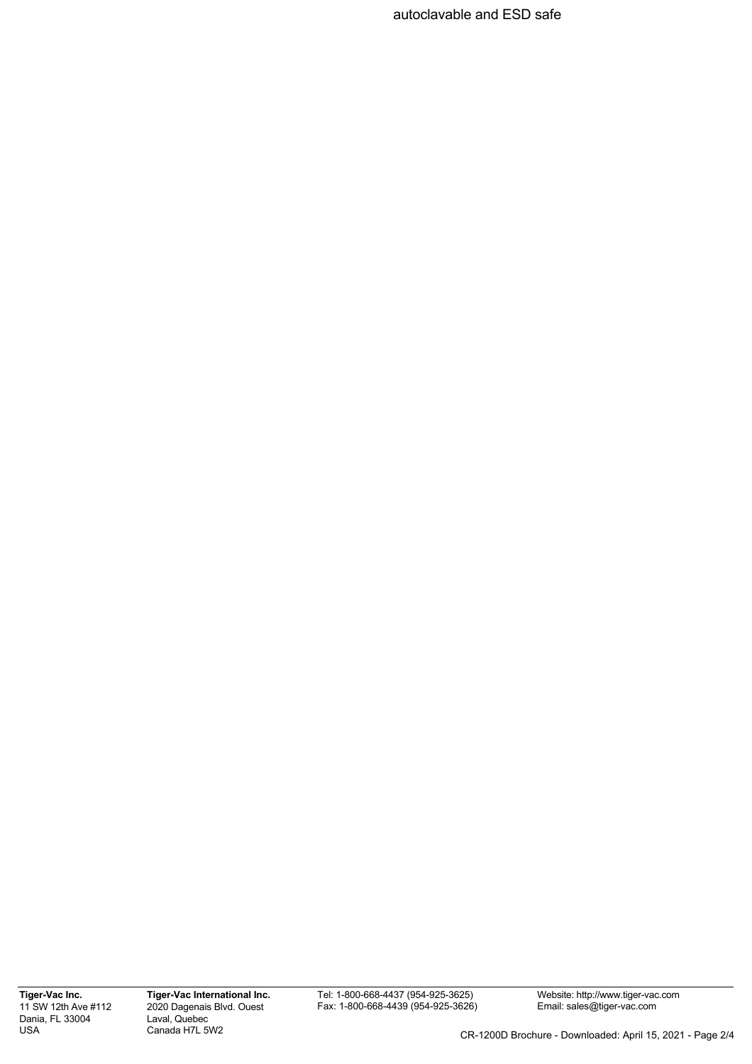autoclavable and ESD safe

**Tiger-Vac Inc.**
11 SW 12th Ave #112
Dania, FL 33004
USA

**Tiger-Vac International Inc.**
2020 Dagenais Blvd. Ouest
Laval, Quebec
Canada H7L 5W2

Tel: 1-800-668-4437 (954-925-3625)
Fax: 1-800-668-4439 (954-925-3626)

Website: http://www.tiger-vac.com
Email: sales@tiger-vac.com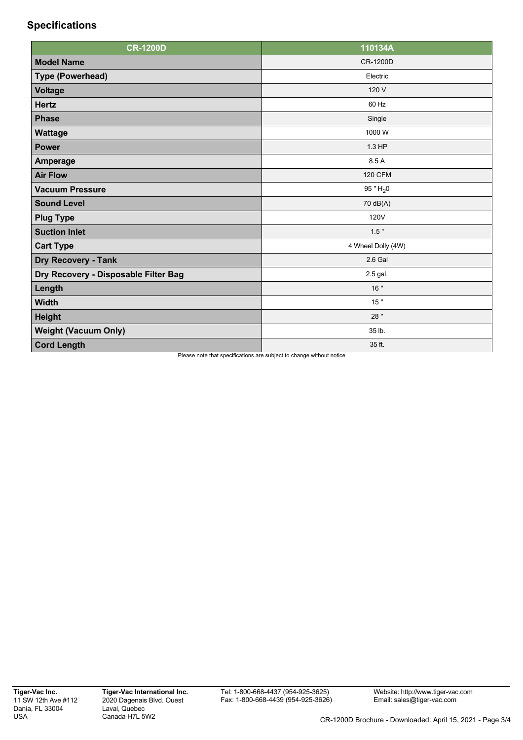## Specifications

| CR-1200D | 110134A |
| --- | --- |
| **Model Name** | CR-1200D |
| **Type (Powerhead)** | Electric |
| **Voltage** | 120 V |
| **Hertz** | 60 Hz |
| **Phase** | Single |
| **Wattage** | 1000 W |
| **Power** | 1.3 HP |
| **Amperage** | 8.5 A |
| **Air Flow** | 120 CFM |
| **Vacuum Pressure** | 95 " $H_20$ |
| **Sound Level** | 70 dB(A) |
| **Plug Type** | 120V |
| **Suction Inlet** | 1.5 " |
| **Cart Type** | 4 Wheel Dolly (4W) |
| **Dry Recovery - Tank** | 2.6 Gal |
| **Dry Recovery - Disposable Filter Bag** | 2.5 gal. |
| **Length** | 16 " |
| **Width** | 15 " |
| **Height** | 28 " |
| **Weight (Vacuum Only)** | 35 lb. |
| **Cord Length** | 35 ft. |

Please note that specifications are subject to change without notice

**Tiger-Vac Inc.**
11 SW 12th Ave #112
Dania, FL 33004
USA

**Tiger-Vac International Inc.**
2020 Dagenais Blvd. Ouest
Laval, Quebec
Canada H7L 5W2

Tel: 1-800-668-4437 (954-925-3625)
Fax: 1-800-668-4439 (954-925-3626)

Website: http://www.tiger-vac.com
Email: sales@tiger-vac.com

CR-1200D Brochure - Downloaded: April 15, 2021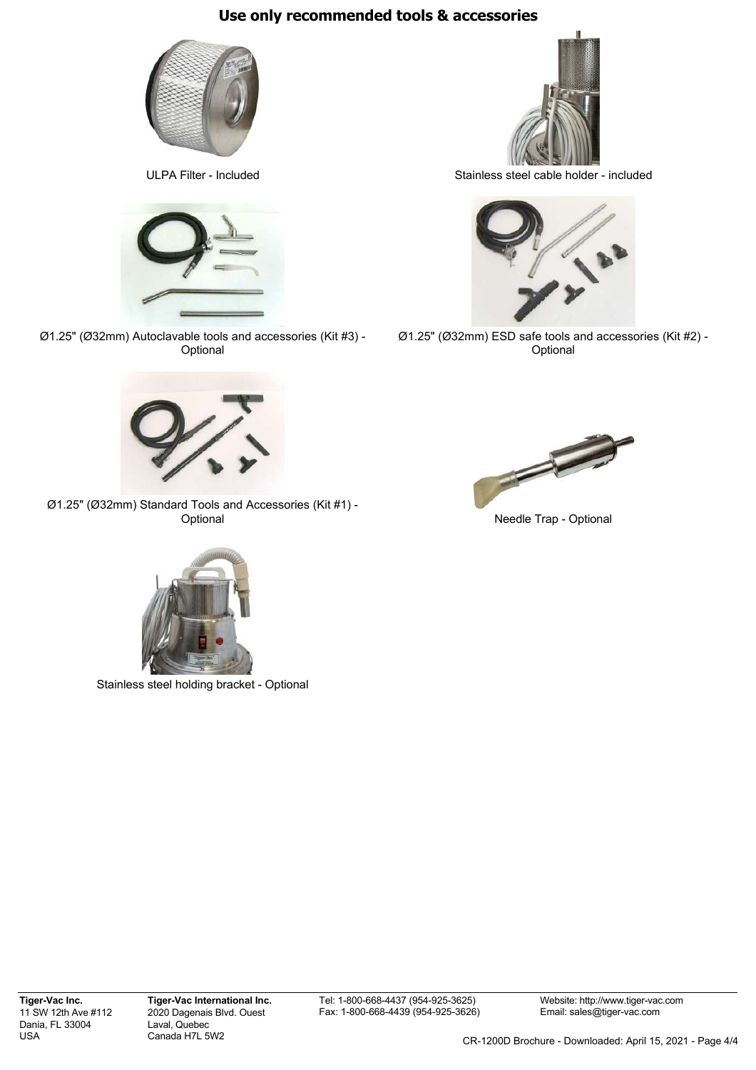# Use only recommended tools & accessories

ULPA Filter - Included

Stainless steel cable holder - included

Ø1.25" (Ø32mm) Autoclavable tools and accessories (Kit #3) - Optional

Ø1.25" (Ø32mm) ESD safe tools and accessories (Kit #2) - Optional

Ø1.25" (Ø32mm) Standard Tools and Accessories (Kit #1) - Optional

Needle Trap - Optional

Stainless steel holding bracket - Optional

**Tiger-Vac Inc.**
11 SW 12th Ave #112
Dania, FL 33004
USA

**Tiger-Vac International Inc.**
2020 Dagenais Blvd. Ouest
Laval, Quebec
Canada H7L 5W2

Tel: 1-800-668-4437 (954-925-3625)
Fax: 1-800-668-4439 (954-925-3626)

Website: http://www.tiger-vac.com
Email: sales@tiger-vac.com